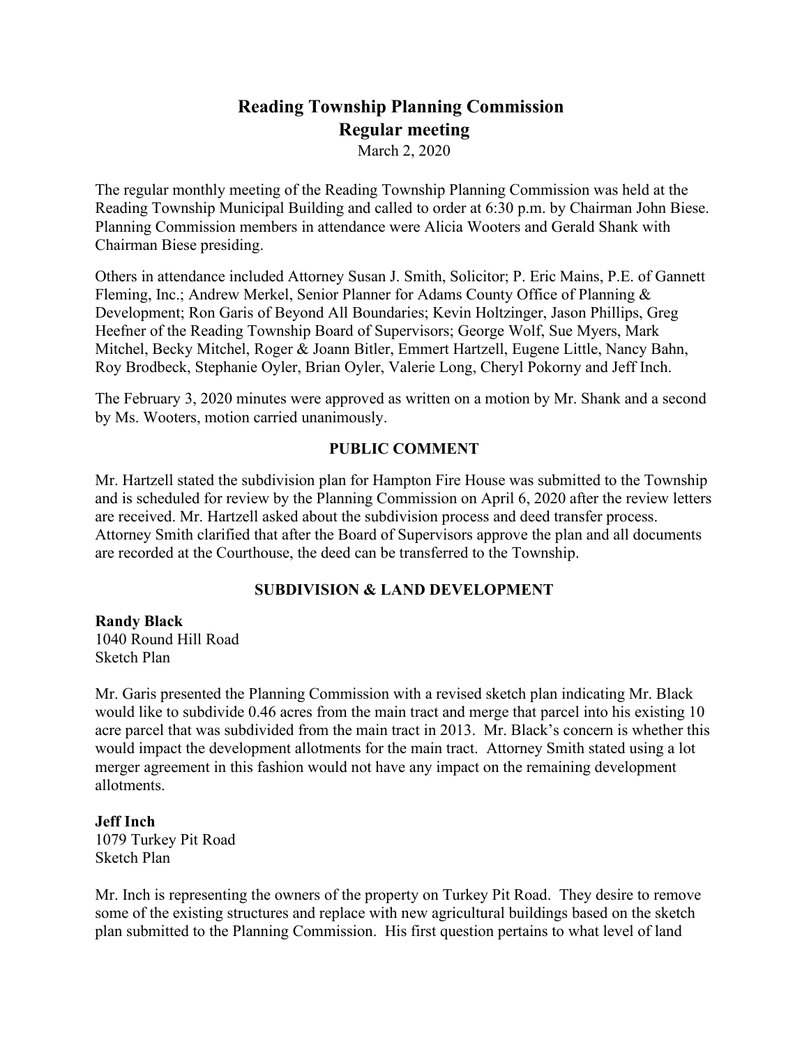# Reading Township Planning Commission
## Regular meeting

March 2, 2020

The regular monthly meeting of the Reading Township Planning Commission was held at the Reading Township Municipal Building and called to order at 6:30 p.m. by Chairman John Biese. Planning Commission members in attendance were Alicia Wooters and Gerald Shank with Chairman Biese presiding.

Others in attendance included Attorney Susan J. Smith, Solicitor; P. Eric Mains, P.E. of Gannett Fleming, Inc.; Andrew Merkel, Senior Planner for Adams County Office of Planning & Development; Ron Garis of Beyond All Boundaries; Kevin Holtzinger, Jason Phillips, Greg Heefner of the Reading Township Board of Supervisors; George Wolf, Sue Myers, Mark Mitchel, Becky Mitchel, Roger & Joann Bitler, Emmert Hartzell, Eugene Little, Nancy Bahn, Roy Brodbeck, Stephanie Oyler, Brian Oyler, Valerie Long, Cheryl Pokorny and Jeff Inch.

The February 3, 2020 minutes were approved as written on a motion by Mr. Shank and a second by Ms. Wooters, motion carried unanimously.

### PUBLIC COMMENT

Mr. Hartzell stated the subdivision plan for Hampton Fire House was submitted to the Township and is scheduled for review by the Planning Commission on April 6, 2020 after the review letters are received. Mr. Hartzell asked about the subdivision process and deed transfer process. Attorney Smith clarified that after the Board of Supervisors approve the plan and all documents are recorded at the Courthouse, the deed can be transferred to the Township.

### SUBDIVISION & LAND DEVELOPMENT

**Randy Black**
1040 Round Hill Road
Sketch Plan

Mr. Garis presented the Planning Commission with a revised sketch plan indicating Mr. Black would like to subdivide 0.46 acres from the main tract and merge that parcel into his existing 10 acre parcel that was subdivided from the main tract in 2013. Mr. Black's concern is whether this would impact the development allotments for the main tract. Attorney Smith stated using a lot merger agreement in this fashion would not have any impact on the remaining development allotments.

**Jeff Inch**
1079 Turkey Pit Road
Sketch Plan

Mr. Inch is representing the owners of the property on Turkey Pit Road. They desire to remove some of the existing structures and replace with new agricultural buildings based on the sketch plan submitted to the Planning Commission. His first question pertains to what level of land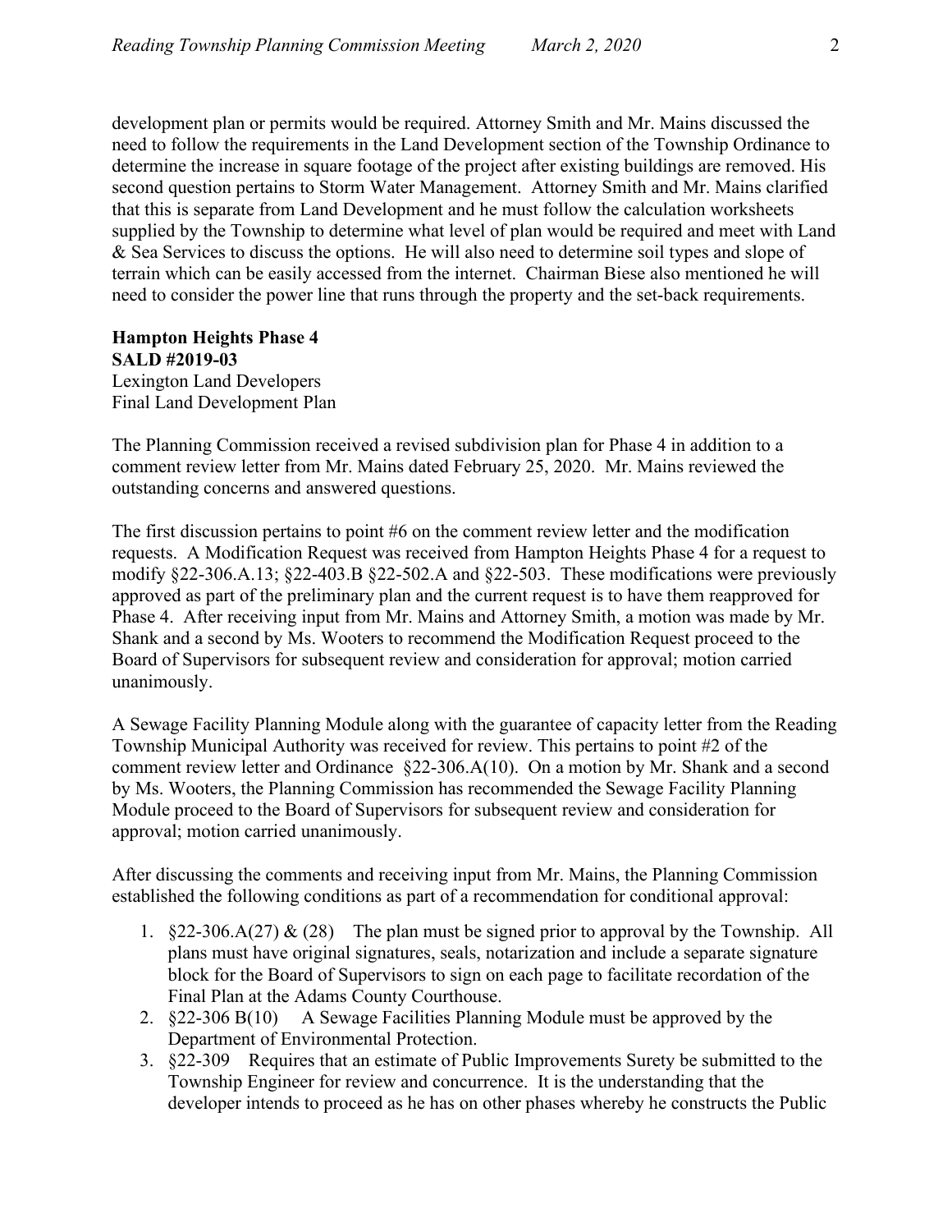development plan or permits would be required. Attorney Smith and Mr. Mains discussed the need to follow the requirements in the Land Development section of the Township Ordinance to determine the increase in square footage of the project after existing buildings are removed. His second question pertains to Storm Water Management. Attorney Smith and Mr. Mains clarified that this is separate from Land Development and he must follow the calculation worksheets supplied by the Township to determine what level of plan would be required and meet with Land & Sea Services to discuss the options. He will also need to determine soil types and slope of terrain which can be easily accessed from the internet. Chairman Biese also mentioned he will need to consider the power line that runs through the property and the set-back requirements.

**Hampton Heights Phase 4**
**SALD #2019-03**
Lexington Land Developers
Final Land Development Plan

The Planning Commission received a revised subdivision plan for Phase 4 in addition to a comment review letter from Mr. Mains dated February 25, 2020. Mr. Mains reviewed the outstanding concerns and answered questions.

The first discussion pertains to point #6 on the comment review letter and the modification requests. A Modification Request was received from Hampton Heights Phase 4 for a request to modify §22-306.A.13; §22-403.B §22-502.A and §22-503. These modifications were previously approved as part of the preliminary plan and the current request is to have them reapproved for Phase 4. After receiving input from Mr. Mains and Attorney Smith, a motion was made by Mr. Shank and a second by Ms. Wooters to recommend the Modification Request proceed to the Board of Supervisors for subsequent review and consideration for approval; motion carried unanimously.

A Sewage Facility Planning Module along with the guarantee of capacity letter from the Reading Township Municipal Authority was received for review. This pertains to point #2 of the comment review letter and Ordinance §22-306.A(10). On a motion by Mr. Shank and a second by Ms. Wooters, the Planning Commission has recommended the Sewage Facility Planning Module proceed to the Board of Supervisors for subsequent review and consideration for approval; motion carried unanimously.

After discussing the comments and receiving input from Mr. Mains, the Planning Commission established the following conditions as part of a recommendation for conditional approval:

1. §22-306.A(27) & (28) The plan must be signed prior to approval by the Township. All plans must have original signatures, seals, notarization and include a separate signature block for the Board of Supervisors to sign on each page to facilitate recordation of the Final Plan at the Adams County Courthouse.
2. §22-306 B(10) A Sewage Facilities Planning Module must be approved by the Department of Environmental Protection.
3. §22-309 Requires that an estimate of Public Improvements Surety be submitted to the Township Engineer for review and concurrence. It is the understanding that the developer intends to proceed as he has on other phases whereby he constructs the Public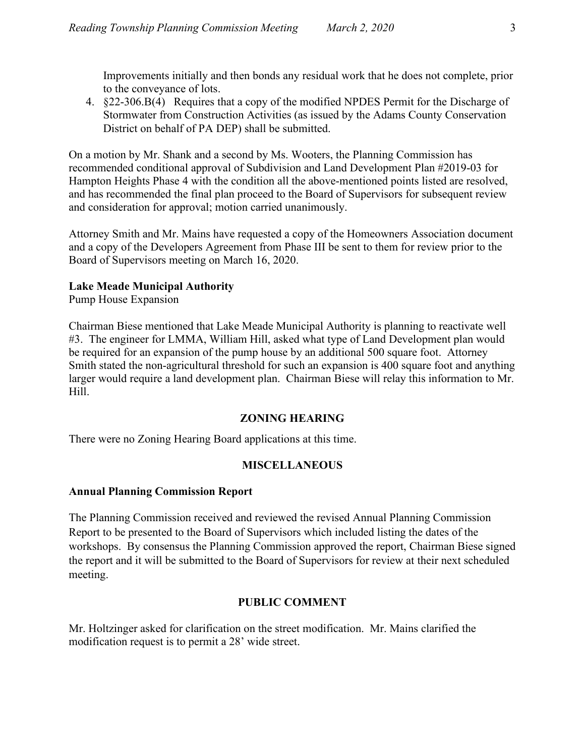Improvements initially and then bonds any residual work that he does not complete, prior to the conveyance of lots.

4. §22-306.B(4) Requires that a copy of the modified NPDES Permit for the Discharge of Stormwater from Construction Activities (as issued by the Adams County Conservation District on behalf of PA DEP) shall be submitted.

On a motion by Mr. Shank and a second by Ms. Wooters, the Planning Commission has recommended conditional approval of Subdivision and Land Development Plan #2019-03 for Hampton Heights Phase 4 with the condition all the above-mentioned points listed are resolved, and has recommended the final plan proceed to the Board of Supervisors for subsequent review and consideration for approval; motion carried unanimously.

Attorney Smith and Mr. Mains have requested a copy of the Homeowners Association document and a copy of the Developers Agreement from Phase III be sent to them for review prior to the Board of Supervisors meeting on March 16, 2020.

**Lake Meade Municipal Authority**
Pump House Expansion

Chairman Biese mentioned that Lake Meade Municipal Authority is planning to reactivate well #3. The engineer for LMMA, William Hill, asked what type of Land Development plan would be required for an expansion of the pump house by an additional 500 square foot. Attorney Smith stated the non-agricultural threshold for such an expansion is 400 square foot and anything larger would require a land development plan. Chairman Biese will relay this information to Mr. Hill.

## ZONING HEARING

There were no Zoning Hearing Board applications at this time.

## MISCELLANEOUS

**Annual Planning Commission Report**

The Planning Commission received and reviewed the revised Annual Planning Commission Report to be presented to the Board of Supervisors which included listing the dates of the workshops. By consensus the Planning Commission approved the report, Chairman Biese signed the report and it will be submitted to the Board of Supervisors for review at their next scheduled meeting.

## PUBLIC COMMENT

Mr. Holtzinger asked for clarification on the street modification. Mr. Mains clarified the modification request is to permit a 28' wide street.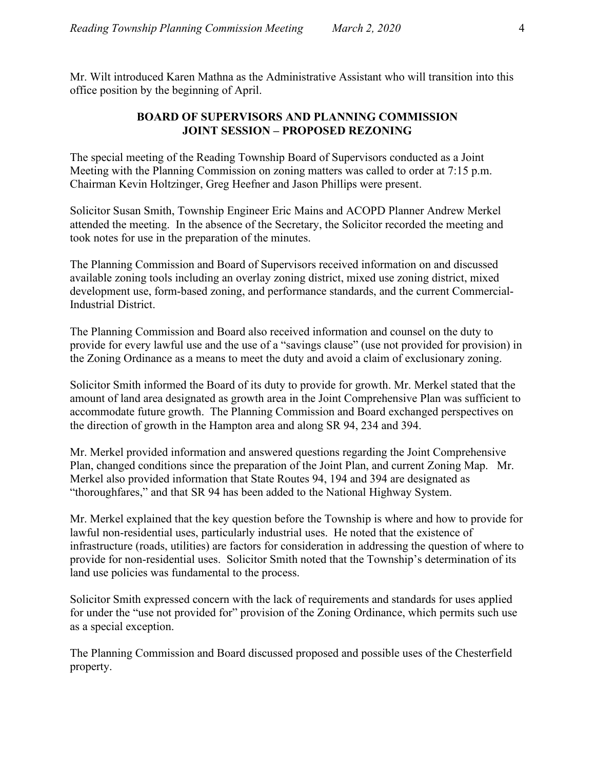Mr. Wilt introduced Karen Mathna as the Administrative Assistant who will transition into this office position by the beginning of April.

## BOARD OF SUPERVISORS AND PLANNING COMMISSION JOINT SESSION – PROPOSED REZONING

The special meeting of the Reading Township Board of Supervisors conducted as a Joint Meeting with the Planning Commission on zoning matters was called to order at 7:15 p.m. Chairman Kevin Holtzinger, Greg Heefner and Jason Phillips were present.

Solicitor Susan Smith, Township Engineer Eric Mains and ACOPD Planner Andrew Merkel attended the meeting. In the absence of the Secretary, the Solicitor recorded the meeting and took notes for use in the preparation of the minutes.

The Planning Commission and Board of Supervisors received information on and discussed available zoning tools including an overlay zoning district, mixed use zoning district, mixed development use, form-based zoning, and performance standards, and the current Commercial-Industrial District.

The Planning Commission and Board also received information and counsel on the duty to provide for every lawful use and the use of a "savings clause" (use not provided for provision) in the Zoning Ordinance as a means to meet the duty and avoid a claim of exclusionary zoning.

Solicitor Smith informed the Board of its duty to provide for growth. Mr. Merkel stated that the amount of land area designated as growth area in the Joint Comprehensive Plan was sufficient to accommodate future growth. The Planning Commission and Board exchanged perspectives on the direction of growth in the Hampton area and along SR 94, 234 and 394.

Mr. Merkel provided information and answered questions regarding the Joint Comprehensive Plan, changed conditions since the preparation of the Joint Plan, and current Zoning Map. Mr. Merkel also provided information that State Routes 94, 194 and 394 are designated as "thoroughfares," and that SR 94 has been added to the National Highway System.

Mr. Merkel explained that the key question before the Township is where and how to provide for lawful non-residential uses, particularly industrial uses. He noted that the existence of infrastructure (roads, utilities) are factors for consideration in addressing the question of where to provide for non-residential uses. Solicitor Smith noted that the Township's determination of its land use policies was fundamental to the process.

Solicitor Smith expressed concern with the lack of requirements and standards for uses applied for under the "use not provided for" provision of the Zoning Ordinance, which permits such use as a special exception.

The Planning Commission and Board discussed proposed and possible uses of the Chesterfield property.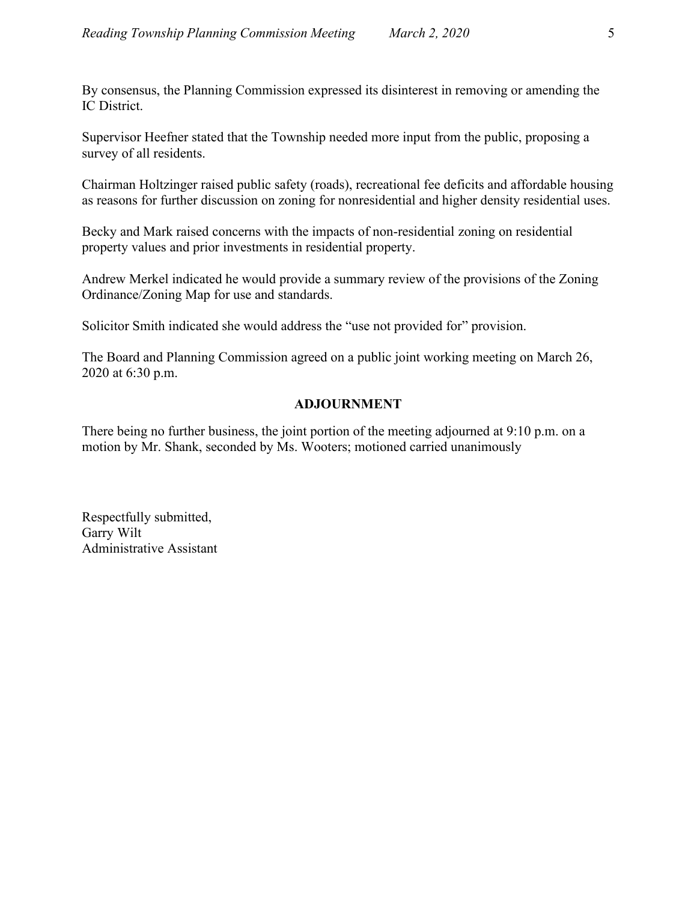By consensus, the Planning Commission expressed its disinterest in removing or amending the IC District.

Supervisor Heefner stated that the Township needed more input from the public, proposing a survey of all residents.

Chairman Holtzinger raised public safety (roads), recreational fee deficits and affordable housing as reasons for further discussion on zoning for nonresidential and higher density residential uses.

Becky and Mark raised concerns with the impacts of non-residential zoning on residential property values and prior investments in residential property.

Andrew Merkel indicated he would provide a summary review of the provisions of the Zoning Ordinance/Zoning Map for use and standards.

Solicitor Smith indicated she would address the "use not provided for" provision.

The Board and Planning Commission agreed on a public joint working meeting on March 26, 2020 at 6:30 p.m.

## ADJOURNMENT

There being no further business, the joint portion of the meeting adjourned at 9:10 p.m. on a motion by Mr. Shank, seconded by Ms. Wooters; motioned carried unanimously

Respectfully submitted,
Garry Wilt
Administrative Assistant